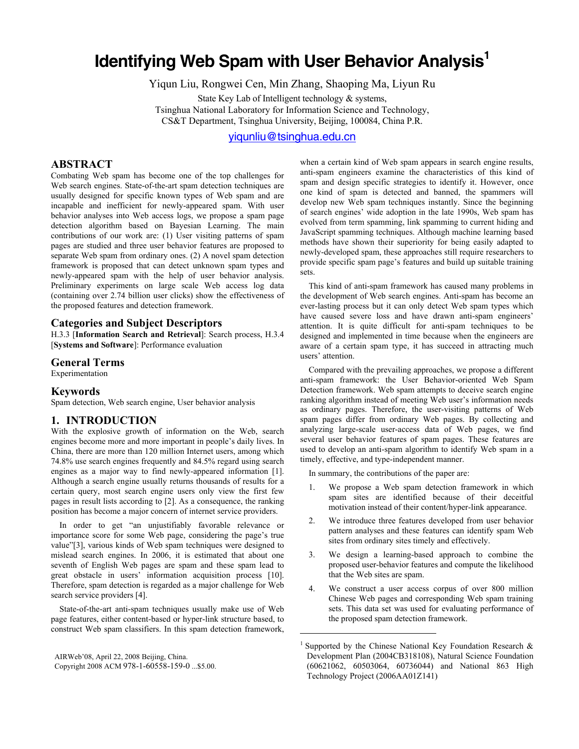# Identifying Web Spam with User Behavior Analysis[1]

Yiqun Liu, Rongwei Cen, Min Zhang, Shaoping Ma, Liyun Ru

State Key Lab of Intelligent technology & systems,
Tsinghua National Laboratory for Information Science and Technology,
CS&T Department, Tsinghua University, Beijing, 100084, China P.R.

yiqunliu@tsinghua.edu.cn

## ABSTRACT

Combating Web spam has become one of the top challenges for Web search engines. State-of-the-art spam detection techniques are usually designed for specific known types of Web spam and are incapable and inefficient for newly-appeared spam. With user behavior analyses into Web access logs, we propose a spam page detection algorithm based on Bayesian Learning. The main contributions of our work are: (1) User visiting patterns of spam pages are studied and three user behavior features are proposed to separate Web spam from ordinary ones. (2) A novel spam detection framework is proposed that can detect unknown spam types and newly-appeared spam with the help of user behavior analysis. Preliminary experiments on large scale Web access log data (containing over 2.74 billion user clicks) show the effectiveness of the proposed features and detection framework.

## Categories and Subject Descriptors

H.3.3 [**Information Search and Retrieval**]: Search process, H.3.4 [**Systems and Software**]: Performance evaluation

## General Terms

Experimentation

## Keywords

Spam detection, Web search engine, User behavior analysis

## 1. INTRODUCTION

With the explosive growth of information on the Web, search engines become more and more important in people's daily lives. In China, there are more than 120 million Internet users, among which 74.8% use search engines frequently and 84.5% regard using search engines as a major way to find newly-appeared information [1]. Although a search engine usually returns thousands of results for a certain query, most search engine users only view the first few pages in result lists according to [2]. As a consequence, the ranking position has become a major concern of internet service providers.

In order to get "an unjustifiably favorable relevance or importance score for some Web page, considering the page's true value"[3], various kinds of Web spam techniques were designed to mislead search engines. In 2006, it is estimated that about one seventh of English Web pages are spam and these spam lead to great obstacle in users' information acquisition process [10]. Therefore, spam detection is regarded as a major challenge for Web search service providers [4].

State-of-the-art anti-spam techniques usually make use of Web page features, either content-based or hyper-link structure based, to construct Web spam classifiers. In this spam detection framework, when a certain kind of Web spam appears in search engine results, anti-spam engineers examine the characteristics of this kind of spam and design specific strategies to identify it. However, once one kind of spam is detected and banned, the spammers will develop new Web spam techniques instantly. Since the beginning of search engines' wide adoption in the late 1990s, Web spam has evolved from term spamming, link spamming to current hiding and JavaScript spamming techniques. Although machine learning based methods have shown their superiority for being easily adapted to newly-developed spam, these approaches still require researchers to provide specific spam page's features and build up suitable training sets.

This kind of anti-spam framework has caused many problems in the development of Web search engines. Anti-spam has become an ever-lasting process but it can only detect Web spam types which have caused severe loss and have drawn anti-spam engineers' attention. It is quite difficult for anti-spam techniques to be designed and implemented in time because when the engineers are aware of a certain spam type, it has succeed in attracting much users' attention.

Compared with the prevailing approaches, we propose a different anti-spam framework: the User Behavior-oriented Web Spam Detection framework. Web spam attempts to deceive search engine ranking algorithm instead of meeting Web user's information needs as ordinary pages. Therefore, the user-visiting patterns of Web spam pages differ from ordinary Web pages. By collecting and analyzing large-scale user-access data of Web pages, we find several user behavior features of spam pages. These features are used to develop an anti-spam algorithm to identify Web spam in a timely, effective, and type-independent manner.

In summary, the contributions of the paper are:

1. We propose a Web spam detection framework in which spam sites are identified because of their deceitful motivation instead of their content/hyper-link appearance.
2. We introduce three features developed from user behavior pattern analyses and these features can identify spam Web sites from ordinary sites timely and effectively.
3. We design a learning-based approach to combine the proposed user-behavior features and compute the likelihood that the Web sites are spam.
4. We construct a user access corpus of over 800 million Chinese Web pages and corresponding Web spam training sets. This data set was used for evaluating performance of the proposed spam detection framework.

AIRWeb'08, April 22, 2008 Beijing, China.
Copyright 2008 ACM 978-1-60558-159-0 ...$5.00.

[1] Supported by the Chinese National Key Foundation Research & Development Plan (2004CB318108), Natural Science Foundation (60621062, 60503064, 60736044) and National 863 High Technology Project (2006AA01Z141)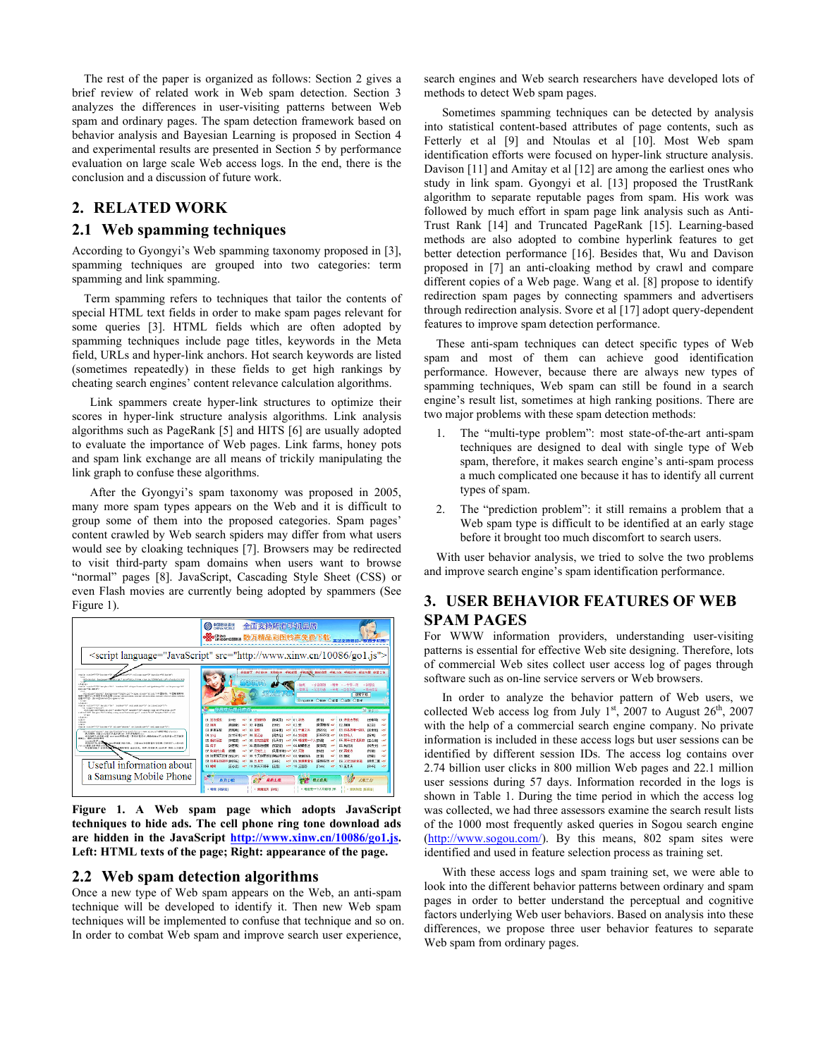The rest of the paper is organized as follows: Section 2 gives a brief review of related work in Web spam detection. Section 3 analyzes the differences in user-visiting patterns between Web spam and ordinary pages. The spam detection framework based on behavior analysis and Bayesian Learning is proposed in Section 4 and experimental results are presented in Section 5 by performance evaluation on large scale Web access logs. In the end, there is the conclusion and a discussion of future work.

## 2. RELATED WORK

### 2.1 Web spamming techniques

According to Gyongyi's Web spamming taxonomy proposed in [3], spamming techniques are grouped into two categories: term spamming and link spamming.

Term spamming refers to techniques that tailor the contents of special HTML text fields in order to make spam pages relevant for some queries [3]. HTML fields which are often adopted by spamming techniques include page titles, keywords in the Meta field, URLs and hyper-link anchors. Hot search keywords are listed (sometimes repeatedly) in these fields to get high rankings by cheating search engines' content relevance calculation algorithms.

Link spammers create hyper-link structures to optimize their scores in hyper-link structure analysis algorithms. Link analysis algorithms such as PageRank [5] and HITS [6] are usually adopted to evaluate the importance of Web pages. Link farms, honey pots and spam link exchange are all means of trickily manipulating the link graph to confuse these algorithms.

After the Gyongyi's spam taxonomy was proposed in 2005, many more spam types appears on the Web and it is difficult to group some of them into the proposed categories. Spam pages' content crawled by Web search spiders may differ from what users would see by cloaking techniques [7]. Browsers may be redirected to visit third-party spam domains when users want to browse "normal" pages [8]. JavaScript, Cascading Style Sheet (CSS) or even Flash movies are currently being adopted by spammers (See Figure 1).

**Figure 1. A Web spam page which adopts JavaScript techniques to hide ads. The cell phone ring tone download ads are hidden in the JavaScript http://www.xinw.cn/10086/go1.js. Left: HTML texts of the page; Right: appearance of the page.**

### 2.2 Web spam detection algorithms

Once a new type of Web spam appears on the Web, an anti-spam technique will be developed to identify it. Then new Web spam techniques will be implemented to confuse that technique and so on. In order to combat Web spam and improve search user experience, search engines and Web search researchers have developed lots of methods to detect Web spam pages.

Sometimes spamming techniques can be detected by analysis into statistical content-based attributes of page contents, such as Fetterly et al [9] and Ntoulas et al [10]. Most Web spam identification efforts were focused on hyper-link structure analysis. Davison [11] and Amitay et al [12] are among the earliest ones who study in link spam. Gyongyi et al. [13] proposed the TrustRank algorithm to separate reputable pages from spam. His work was followed by much effort in spam page link analysis such as Anti-Trust Rank [14] and Truncated PageRank [15]. Learning-based methods are also adopted to combine hyperlink features to get better detection performance [16]. Besides that, Wu and Davison proposed in [7] an anti-cloaking method by crawl and compare different copies of a Web page. Wang et al. [8] propose to identify redirection spam pages by connecting spammers and advertisers through redirection analysis. Svore et al [17] adopt query-dependent features to improve spam detection performance.

These anti-spam techniques can detect specific types of Web spam and most of them can achieve good identification performance. However, because there are always new types of spamming techniques, Web spam can still be found in a search engine's result list, sometimes at high ranking positions. There are two major problems with these spam detection methods:

1. The "multi-type problem": most state-of-the-art anti-spam techniques are designed to deal with single type of Web spam, therefore, it makes search engine's anti-spam process a much complicated one because it has to identify all current types of spam.
2. The "prediction problem": it still remains a problem that a Web spam type is difficult to be identified at an early stage before it brought too much discomfort to search users.

With user behavior analysis, we tried to solve the two problems and improve search engine's spam identification performance.

## 3. USER BEHAVIOR FEATURES OF WEB SPAM PAGES

For WWW information providers, understanding user-visiting patterns is essential for effective Web site designing. Therefore, lots of commercial Web sites collect user access log of pages through software such as on-line service servers or Web browsers.

In order to analyze the behavior pattern of Web users, we collected Web access log from July 1st, 2007 to August 26th, 2007 with the help of a commercial search engine company. No private information is included in these access logs but user sessions can be identified by different session IDs. The access log contains over 2.74 billion user clicks in 800 million Web pages and 22.1 million user sessions during 57 days. Information recorded in the logs is shown in Table 1. During the time period in which the access log was collected, we had three assessors examine the search result lists of the 1000 most frequently asked queries in Sogou search engine (http://www.sogou.com/). By this means, 802 spam sites were identified and used in feature selection process as training set.

With these access logs and spam training set, we were able to look into the different behavior patterns between ordinary and spam pages in order to better understand the perceptual and cognitive factors underlying Web user behaviors. Based on analysis into these differences, we propose three user behavior features to separate Web spam from ordinary pages.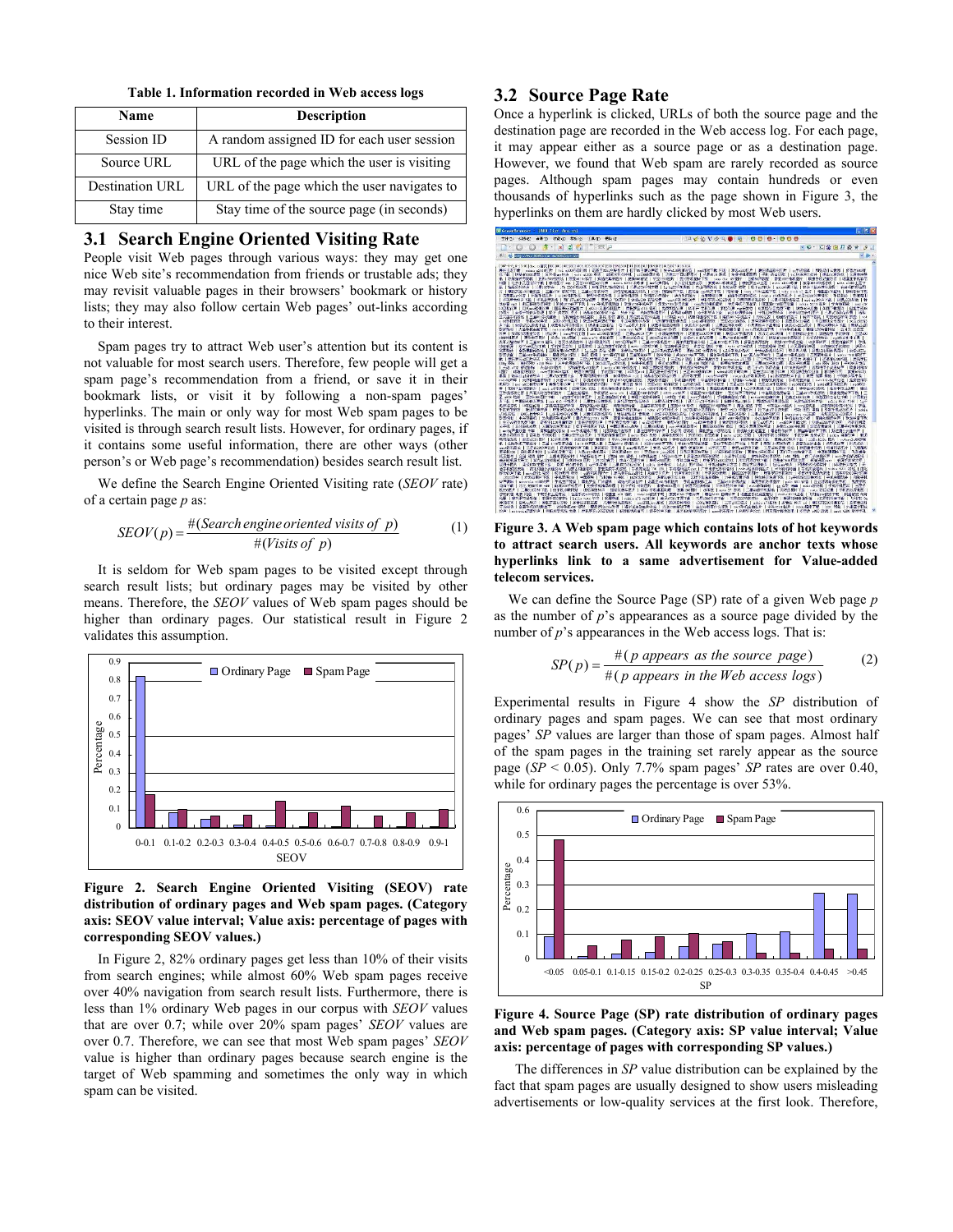**Table 1. Information recorded in Web access logs**

| Name | Description |
|---|---|
| Session ID | A random assigned ID for each user session |
| Source URL | URL of the page which the user is visiting |
| Destination URL | URL of the page which the user navigates to |
| Stay time | Stay time of the source page (in seconds) |

## 3.1 Search Engine Oriented Visiting Rate

People visit Web pages through various ways: they may get one nice Web site's recommendation from friends or trustable ads; they may revisit valuable pages in their browsers' bookmark or history lists; they may also follow certain Web pages' out-links according to their interest.

Spam pages try to attract Web user's attention but its content is not valuable for most search users. Therefore, few people will get a spam page's recommendation from a friend, or save it in their bookmark lists, or visit it by following a non-spam pages' hyperlinks. The main or only way for most Web spam pages to be visited is through search result lists. However, for ordinary pages, if it contains some useful information, there are other ways (other person's or Web page's recommendation) besides search result list.

We define the Search Engine Oriented Visiting rate (*SEOV* rate) of a certain page *p* as:

$$SEOV(p) = \frac{\#(Search\,engine\,oriented\,visits\,of\;\,p)}{\#(Visits\,of\;\,p)} \tag{1}$$

It is seldom for Web spam pages to be visited except through search result lists; but ordinary pages may be visited by other means. Therefore, the *SEOV* values of Web spam pages should be higher than ordinary pages. Our statistical result in Figure 2 validates this assumption.

**Figure 2. Search Engine Oriented Visiting (SEOV) rate distribution of ordinary pages and Web spam pages. (Category axis: SEOV value interval; Value axis: percentage of pages with corresponding SEOV values.)**

In Figure 2, 82% ordinary pages get less than 10% of their visits from search engines; while almost 60% Web spam pages receive over 40% navigation from search result lists. Furthermore, there is less than 1% ordinary Web pages in our corpus with *SEOV* values that are over 0.7; while over 20% spam pages' *SEOV* values are over 0.7. Therefore, we can see that most Web spam pages' *SEOV* value is higher than ordinary pages because search engine is the target of Web spamming and sometimes the only way in which spam can be visited.

## 3.2 Source Page Rate

Once a hyperlink is clicked, URLs of both the source page and the destination page are recorded in the Web access log. For each page, it may appear either as a source page or as a destination page. However, we found that Web spam are rarely recorded as source pages. Although spam pages may contain hundreds or even thousands of hyperlinks such as the page shown in Figure 3, the hyperlinks on them are hardly clicked by most Web users.

**Figure 3. A Web spam page which contains lots of hot keywords to attract search users. All keywords are anchor texts whose hyperlinks link to a same advertisement for Value-added telecom services.**

We can define the Source Page (SP) rate of a given Web page *p* as the number of *p*'s appearances as a source page divided by the number of *p*'s appearances in the Web access logs. That is:

$$SP(p) = \frac{\#(p\ appears\ as\ the\ source\ \ page)}{\#(p\ appears\ in\ the\ Web\ access\ logs)} \tag{2}$$

Experimental results in Figure 4 show the *SP* distribution of ordinary pages and spam pages. We can see that most ordinary pages' *SP* values are larger than those of spam pages. Almost half of the spam pages in the training set rarely appear as the source page ($SP < 0.05$). Only 7.7% spam pages' *SP* rates are over 0.40, while for ordinary pages the percentage is over 53%.

**Figure 4. Source Page (SP) rate distribution of ordinary pages and Web spam pages. (Category axis: SP value interval; Value axis: percentage of pages with corresponding SP values.)**

The differences in *SP* value distribution can be explained by the fact that spam pages are usually designed to show users misleading advertisements or low-quality services at the first look. Therefore,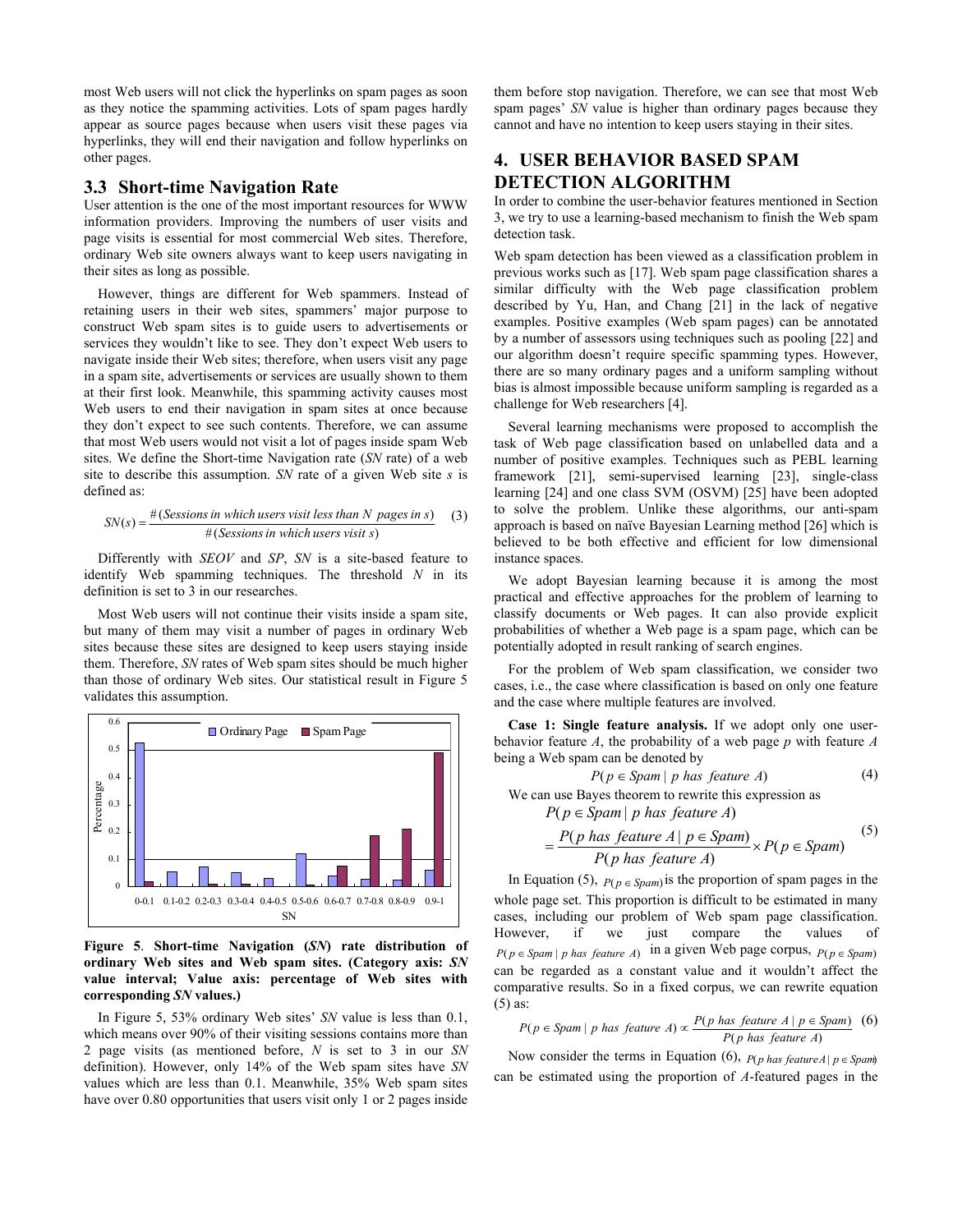most Web users will not click the hyperlinks on spam pages as soon as they notice the spamming activities. Lots of spam pages hardly appear as source pages because when users visit these pages via hyperlinks, they will end their navigation and follow hyperlinks on other pages.

## 3.3 Short-time Navigation Rate

User attention is the one of the most important resources for WWW information providers. Improving the numbers of user visits and page visits is essential for most commercial Web sites. Therefore, ordinary Web site owners always want to keep users navigating in their sites as long as possible.

However, things are different for Web spammers. Instead of retaining users in their web sites, spammers' major purpose to construct Web spam sites is to guide users to advertisements or services they wouldn't like to see. They don't expect Web users to navigate inside their Web sites; therefore, when users visit any page in a spam site, advertisements or services are usually shown to them at their first look. Meanwhile, this spamming activity causes most Web users to end their navigation in spam sites at once because they don't expect to see such contents. Therefore, we can assume that most Web users would not visit a lot of pages inside spam Web sites. We define the Short-time Navigation rate (*SN* rate) of a web site to describe this assumption. *SN* rate of a given Web site *s* is defined as:

$$SN(s) = \frac{\#(Sessions\ in\ which\ users\ visit\ less\ than\ N\ pages\ in\ s)}{\#(Sessions\ in\ which\ users\ visit\ s)} \quad (3)$$

Differently with *SEOV* and *SP*, *SN* is a site-based feature to identify Web spamming techniques. The threshold *N* in its definition is set to 3 in our researches.

Most Web users will not continue their visits inside a spam site, but many of them may visit a number of pages in ordinary Web sites because these sites are designed to keep users staying inside them. Therefore, *SN* rates of Web spam sites should be much higher than those of ordinary Web sites. Our statistical result in Figure 5 validates this assumption.

**Figure 5**. **Short-time Navigation (*SN*) rate distribution of ordinary Web sites and Web spam sites. (Category axis: *SN* value interval; Value axis: percentage of Web sites with corresponding *SN* values.)**

In Figure 5, 53% ordinary Web sites' *SN* value is less than 0.1, which means over 90% of their visiting sessions contains more than 2 page visits (as mentioned before, *N* is set to 3 in our *SN* definition). However, only 14% of the Web spam sites have *SN* values which are less than 0.1. Meanwhile, 35% Web spam sites have over 0.80 opportunities that users visit only 1 or 2 pages inside them before stop navigation. Therefore, we can see that most Web spam pages' *SN* value is higher than ordinary pages because they cannot and have no intention to keep users staying in their sites.

## 4. USER BEHAVIOR BASED SPAM DETECTION ALGORITHM

In order to combine the user-behavior features mentioned in Section 3, we try to use a learning-based mechanism to finish the Web spam detection task.

Web spam detection has been viewed as a classification problem in previous works such as [17]. Web spam page classification shares a similar difficulty with the Web page classification problem described by Yu, Han, and Chang [21] in the lack of negative examples. Positive examples (Web spam pages) can be annotated by a number of assessors using techniques such as pooling [22] and our algorithm doesn't require specific spamming types. However, there are so many ordinary pages and a uniform sampling without bias is almost impossible because uniform sampling is regarded as a challenge for Web researchers [4].

Several learning mechanisms were proposed to accomplish the task of Web page classification based on unlabelled data and a number of positive examples. Techniques such as PEBL learning framework [21], semi-supervised learning [23], single-class learning [24] and one class SVM (OSVM) [25] have been adopted to solve the problem. Unlike these algorithms, our anti-spam approach is based on naïve Bayesian Learning method [26] which is believed to be both effective and efficient for low dimensional instance spaces.

We adopt Bayesian learning because it is among the most practical and effective approaches for the problem of learning to classify documents or Web pages. It can also provide explicit probabilities of whether a Web page is a spam page, which can be potentially adopted in result ranking of search engines.

For the problem of Web spam classification, we consider two cases, i.e., the case where classification is based on only one feature and the case where multiple features are involved.

**Case 1: Single feature analysis.** If we adopt only one user-behavior feature *A*, the probability of a web page *p* with feature *A* being a Web spam can be denoted by

$$P(p \in Spam \mid p\ has\ feature\ A) \quad (4)$$

We can use Bayes theorem to rewrite this expression as

$$P(p \in Spam \mid p\ has\ feature\ A) = \frac{P(p\ has\ feature\ A \mid p \in Spam)}{P(p\ has\ feature\ A)} \times P(p \in Spam) \quad (5)$$

In Equation (5), $P(p \in Spam)$ is the proportion of spam pages in the whole page set. This proportion is difficult to be estimated in many cases, including our problem of Web spam page classification. However, if we just compare the values of $P(p \in Spam \mid p\ has\ feature\ A)$ in a given Web page corpus, $P(p \in Spam)$ can be regarded as a constant value and it wouldn't affect the comparative results. So in a fixed corpus, we can rewrite equation (5) as:

$$P(p \in Spam \mid p\ has\ feature\ A) \propto \frac{P(p\ has\ feature\ A \mid p \in Spam)}{P(p\ has\ feature\ A)} \quad (6)$$

Now consider the terms in Equation (6), $P(p\ has\ feature\ A \mid p \in Spam)$ can be estimated using the proportion of *A*-featured pages in the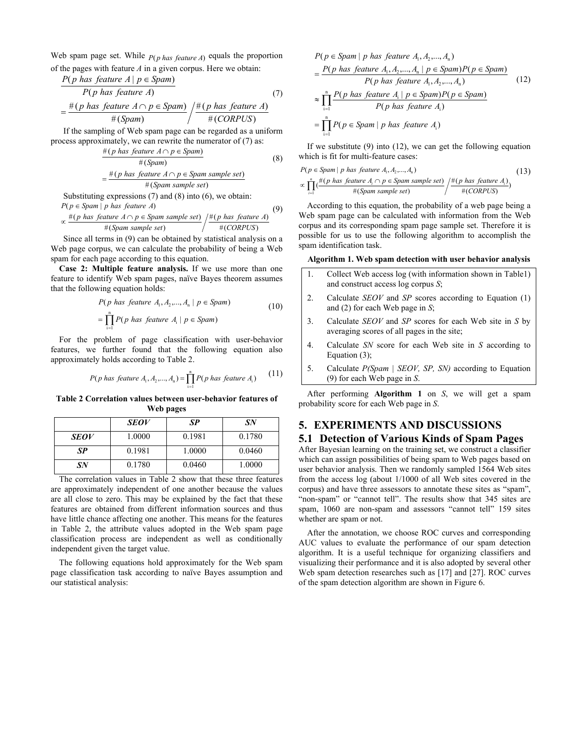Web spam page set. While $P(p\ has\ feature\ A)$ equals the proportion of the pages with feature *A* in a given corpus. Here we obtain:

$$\frac{P(p\ has\ feature\ A \mid p \in Spam)}{P(p\ has\ feature\ A)} = \frac{\#(p\ has\ feature\ A \cap p \in Spam)}{\#(Spam)} \Big/ \frac{\#(p\ has\ feature\ A)}{\#(CORPUS)} \tag{7}$$

If the sampling of Web spam page can be regarded as a uniform process approximately, we can rewrite the numerator of (7) as:

$$\frac{\#(p\ has\ feature\ A \cap p \in Spam)}{\#(Spam)} = \frac{\#(p\ has\ feature\ A \cap p \in Spam\ sample\ set)}{\#(Spam\ sample\ set)} \tag{8}$$

Substituting expressions (7) and (8) into (6), we obtain:

$$P(p \in Spam \mid p\ has\ feature\ A) \propto \frac{\#(p\ has\ feature\ A \cap p \in Spam\ sample\ set)}{\#(Spam\ sample\ set)} \Big/ \frac{\#(p\ has\ feature\ A)}{\#(CORPUS)} \tag{9}$$

Since all terms in (9) can be obtained by statistical analysis on a Web page corpus, we can calculate the probability of being a Web spam for each page according to this equation.

**Case 2: Multiple feature analysis.** If we use more than one feature to identify Web spam pages, naïve Bayes theorem assumes that the following equation holds:

$$P(p\ has\ feature\ A_1, A_2, ..., A_n \mid p \in Spam) = \prod_{i=1}^{n} P(p\ has\ feature\ A_i \mid p \in Spam) \tag{10}$$

For the problem of page classification with user-behavior features, we further found that the following equation also approximately holds according to Table 2.

$$P(p\ has\ feature\ A_1, A_2, ..., A_n) = \prod_{i=1}^{n} P(p\ has\ feature\ A_i) \tag{11}$$

**Table 2 Correlation values between user-behavior features of Web pages**

| | ***SEOV*** | ***SP*** | ***SN*** |
|---|---|---|---|
| ***SEOV*** | 1.0000 | 0.1981 | 0.1780 |
| ***SP*** | 0.1981 | 1.0000 | 0.0460 |
| ***SN*** | 0.1780 | 0.0460 | 1.0000 |

The correlation values in Table 2 show that these three features are approximately independent of one another because the values are all close to zero. This may be explained by the fact that these features are obtained from different information sources and thus have little chance affecting one another. This means for the features in Table 2, the attribute values adopted in the Web spam page classification process are independent as well as conditionally independent given the target value.

The following equations hold approximately for the Web spam page classification task according to naïve Bayes assumption and our statistical analysis:

$$\begin{aligned} & P(p \in Spam \mid p\ has\ feature\ A_1, A_2, ..., A_n) \\ &= \frac{P(p\ has\ feature\ A_1, A_2, ..., A_n \mid p \in Spam) P(p \in Spam)}{P(p\ has\ feature\ A_1, A_2, ..., A_n)} \\ &\approx \prod_{i=1}^{n} \frac{P(p\ has\ feature\ A_i \mid p \in Spam) P(p \in Spam)}{P(p\ has\ feature\ A_i)} \\ &= \prod_{i=1}^{n} P(p \in Spam \mid p\ has\ feature\ A_i) \end{aligned} \tag{12}$$

If we substitute (9) into (12), we can get the following equation which is fit for multi-feature cases:

$$P(p \in Spam \mid p\ has\ feature\ A_1, A_2, ..., A_n) \propto \prod_{i=1}^{n} \left( \frac{\#(p\ has\ feature\ A_i \cap p \in Spam\ sample\ set)}{\#(Spam\ sample\ set)} \Big/ \frac{\#(p\ has\ feature\ A_i)}{\#(CORPUS)} \right) \tag{13}$$

According to this equation, the probability of a web page being a Web spam page can be calculated with information from the Web corpus and its corresponding spam page sample set. Therefore it is possible for us to use the following algorithm to accomplish the spam identification task.

**Algorithm 1. Web spam detection with user behavior analysis**

1. Collect Web access log (with information shown in Table1) and construct access log corpus *S*;
2. Calculate *SEOV* and *SP* scores according to Equation (1) and (2) for each Web page in *S*;
3. Calculate *SEOV* and *SP* scores for each Web site in *S* by averaging scores of all pages in the site;
4. Calculate *SN* score for each Web site in *S* according to Equation (3);
5. Calculate *P(Spam | SEOV, SP, SN)* according to Equation (9) for each Web page in *S*.

After performing **Algorithm 1** on *S*, we will get a spam probability score for each Web page in *S*.

# 5. EXPERIMENTS AND DISCUSSIONS

## 5.1 Detection of Various Kinds of Spam Pages

After Bayesian learning on the training set, we construct a classifier which can assign possibilities of being spam to Web pages based on user behavior analysis. Then we randomly sampled 1564 Web sites from the access log (about 1/1000 of all Web sites covered in the corpus) and have three assessors to annotate these sites as "spam", "non-spam" or "cannot tell". The results show that 345 sites are spam, 1060 are non-spam and assessors "cannot tell" 159 sites whether are spam or not.

After the annotation, we choose ROC curves and corresponding AUC values to evaluate the performance of our spam detection algorithm. It is a useful technique for organizing classifiers and visualizing their performance and it is also adopted by several other Web spam detection researches such as [17] and [27]. ROC curves of the spam detection algorithm are shown in Figure 6.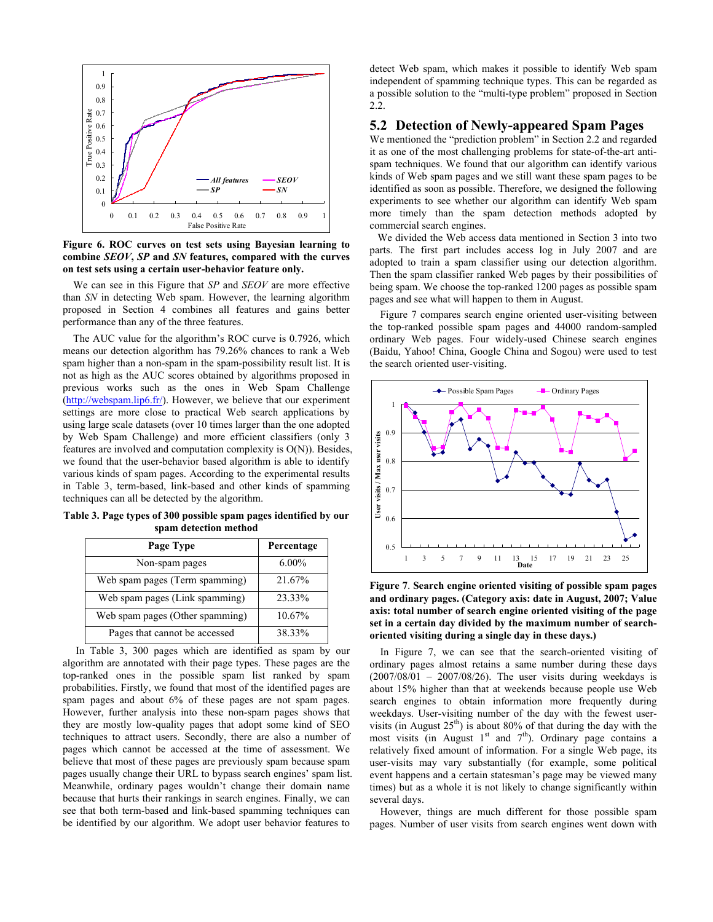**Figure 6. ROC curves on test sets using Bayesian learning to combine *SEOV*, *SP* and *SN* features, compared with the curves on test sets using a certain user-behavior feature only.**

We can see in this Figure that *SP* and *SEOV* are more effective than *SN* in detecting Web spam. However, the learning algorithm proposed in Section 4 combines all features and gains better performance than any of the three features.

The AUC value for the algorithm's ROC curve is 0.7926, which means our detection algorithm has 79.26% chances to rank a Web spam higher than a non-spam in the spam-possibility result list. It is not as high as the AUC scores obtained by algorithms proposed in previous works such as the ones in Web Spam Challenge (http://webspam.lip6.fr/). However, we believe that our experiment settings are more close to practical Web search applications by using large scale datasets (over 10 times larger than the one adopted by Web Spam Challenge) and more efficient classifiers (only 3 features are involved and computation complexity is O(N)). Besides, we found that the user-behavior based algorithm is able to identify various kinds of spam pages. According to the experimental results in Table 3, term-based, link-based and other kinds of spamming techniques can all be detected by the algorithm.

**Table 3. Page types of 300 possible spam pages identified by our spam detection method**

| Page Type | Percentage |
|---|---|
| Non-spam pages | 6.00% |
| Web spam pages (Term spamming) | 21.67% |
| Web spam pages (Link spamming) | 23.33% |
| Web spam pages (Other spamming) | 10.67% |
| Pages that cannot be accessed | 38.33% |

In Table 3, 300 pages which are identified as spam by our algorithm are annotated with their page types. These pages are the top-ranked ones in the possible spam list ranked by spam probabilities. Firstly, we found that most of the identified pages are spam pages and about 6% of these pages are not spam pages. However, further analysis into these non-spam pages shows that they are mostly low-quality pages that adopt some kind of SEO techniques to attract users. Secondly, there are also a number of pages which cannot be accessed at the time of assessment. We believe that most of these pages are previously spam because spam pages usually change their URL to bypass search engines' spam list. Meanwhile, ordinary pages wouldn't change their domain name because that hurts their rankings in search engines. Finally, we can see that both term-based and link-based spamming techniques can be identified by our algorithm. We adopt user behavior features to detect Web spam, which makes it possible to identify Web spam independent of spamming technique types. This can be regarded as a possible solution to the "multi-type problem" proposed in Section 2.2.

## 5.2 Detection of Newly-appeared Spam Pages

We mentioned the "prediction problem" in Section 2.2 and regarded it as one of the most challenging problems for state-of-the-art anti-spam techniques. We found that our algorithm can identify various kinds of Web spam pages and we still want these spam pages to be identified as soon as possible. Therefore, we designed the following experiments to see whether our algorithm can identify Web spam more timely than the spam detection methods adopted by commercial search engines.

We divided the Web access data mentioned in Section 3 into two parts. The first part includes access log in July 2007 and are adopted to train a spam classifier using our detection algorithm. Then the spam classifier ranked Web pages by their possibilities of being spam. We choose the top-ranked 1200 pages as possible spam pages and see what will happen to them in August.

Figure 7 compares search engine oriented user-visiting between the top-ranked possible spam pages and 44000 random-sampled ordinary Web pages. Four widely-used Chinese search engines (Baidu, Yahoo! China, Google China and Sogou) were used to test the search oriented user-visiting.

**Figure 7**. **Search engine oriented visiting of possible spam pages and ordinary pages. (Category axis: date in August, 2007; Value axis: total number of search engine oriented visiting of the page set in a certain day divided by the maximum number of search-oriented visiting during a single day in these days.)**

In Figure 7, we can see that the search-oriented visiting of ordinary pages almost retains a same number during these days (2007/08/01 – 2007/08/26). The user visits during weekdays is about 15% higher than that at weekends because people use Web search engines to obtain information more frequently during weekdays. User-visiting number of the day with the fewest user-visits (in August 25th) is about 80% of that during the day with the most visits (in August 1st and 7th). Ordinary page contains a relatively fixed amount of information. For a single Web page, its user-visits may vary substantially (for example, some political event happens and a certain statesman's page may be viewed many times) but as a whole it is not likely to change significantly within several days.

However, things are much different for those possible spam pages. Number of user visits from search engines went down with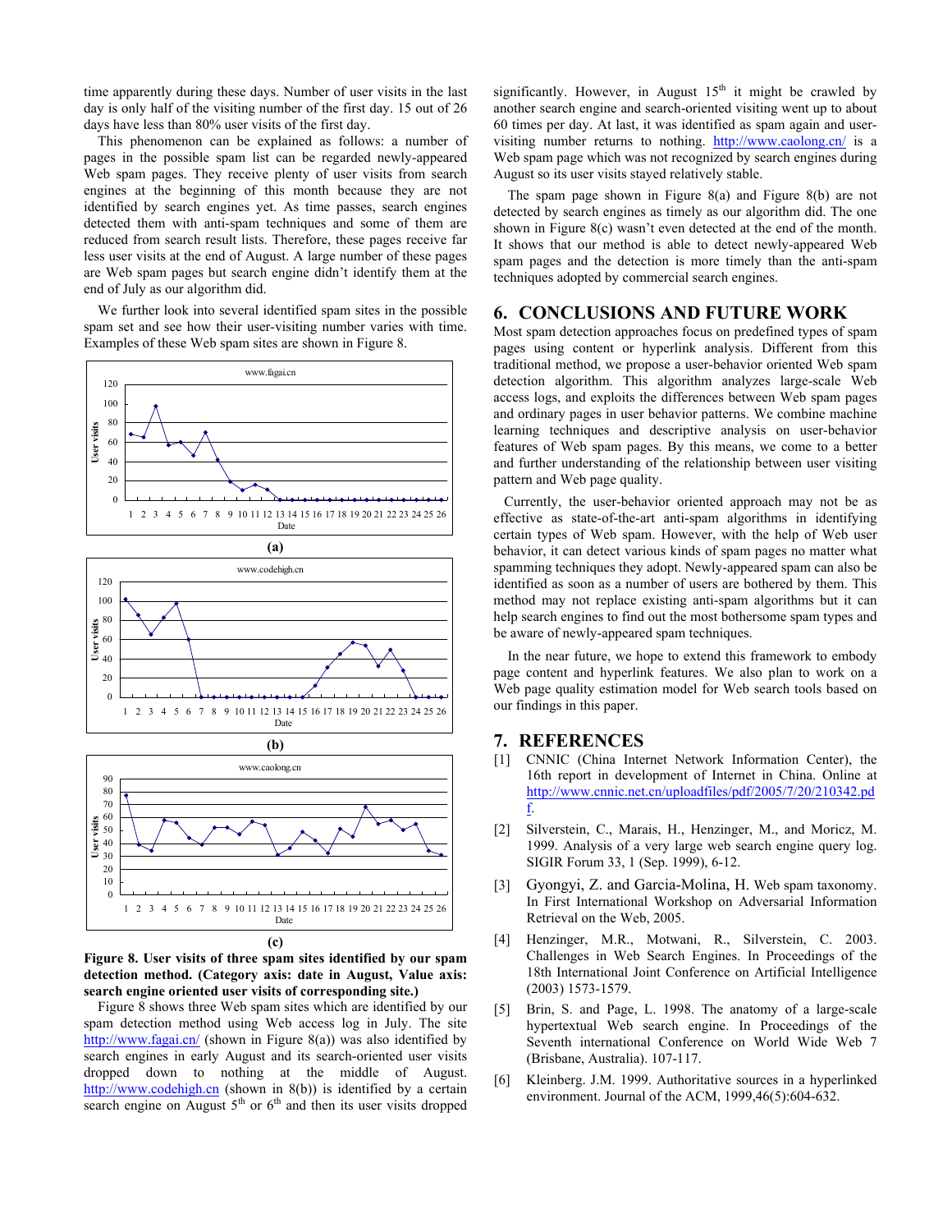time apparently during these days. Number of user visits in the last day is only half of the visiting number of the first day. 15 out of 26 days have less than 80% user visits of the first day.

This phenomenon can be explained as follows: a number of pages in the possible spam list can be regarded newly-appeared Web spam pages. They receive plenty of user visits from search engines at the beginning of this month because they are not identified by search engines yet. As time passes, search engines detected them with anti-spam techniques and some of them are reduced from search result lists. Therefore, these pages receive far less user visits at the end of August. A large number of these pages are Web spam pages but search engine didn't identify them at the end of July as our algorithm did.

We further look into several identified spam sites in the possible spam set and see how their user-visiting number varies with time. Examples of these Web spam sites are shown in Figure 8.

(a)

(b)

(c)

**Figure 8. User visits of three spam sites identified by our spam detection method. (Category axis: date in August, Value axis: search engine oriented user visits of corresponding site.)**

Figure 8 shows three Web spam sites which are identified by our spam detection method using Web access log in July. The site http://www.fagai.cn/ (shown in Figure 8(a)) was also identified by search engines in early August and its search-oriented user visits dropped down to nothing at the middle of August. http://www.codehigh.cn (shown in 8(b)) is identified by a certain search engine on August 5th or 6th and then its user visits dropped significantly. However, in August 15th it might be crawled by another search engine and search-oriented visiting went up to about 60 times per day. At last, it was identified as spam again and user-visiting number returns to nothing. http://www.caolong.cn/ is a Web spam page which was not recognized by search engines during August so its user visits stayed relatively stable.

The spam page shown in Figure 8(a) and Figure 8(b) are not detected by search engines as timely as our algorithm did. The one shown in Figure 8(c) wasn't even detected at the end of the month. It shows that our method is able to detect newly-appeared Web spam pages and the detection is more timely than the anti-spam techniques adopted by commercial search engines.

# 6. CONCLUSIONS AND FUTURE WORK

Most spam detection approaches focus on predefined types of spam pages using content or hyperlink analysis. Different from this traditional method, we propose a user-behavior oriented Web spam detection algorithm. This algorithm analyzes large-scale Web access logs, and exploits the differences between Web spam pages and ordinary pages in user behavior patterns. We combine machine learning techniques and descriptive analysis on user-behavior features of Web spam pages. By this means, we come to a better and further understanding of the relationship between user visiting pattern and Web page quality.

Currently, the user-behavior oriented approach may not be as effective as state-of-the-art anti-spam algorithms in identifying certain types of Web spam. However, with the help of Web user behavior, it can detect various kinds of spam pages no matter what spamming techniques they adopt. Newly-appeared spam can also be identified as soon as a number of users are bothered by them. This method may not replace existing anti-spam algorithms but it can help search engines to find out the most bothersome spam types and be aware of newly-appeared spam techniques.

In the near future, we hope to extend this framework to embody page content and hyperlink features. We also plan to work on a Web page quality estimation model for Web search tools based on our findings in this paper.

# 7. REFERENCES

[1] CNNIC (China Internet Network Information Center), the 16th report in development of Internet in China. Online at http://www.cnnic.net.cn/uploadfiles/pdf/2005/7/20/210342.pdf.

[2] Silverstein, C., Marais, H., Henzinger, M., and Moricz, M. 1999. Analysis of a very large web search engine query log. SIGIR Forum 33, 1 (Sep. 1999), 6-12.

[3] Gyongyi, Z. and Garcia-Molina, H. Web spam taxonomy. In First International Workshop on Adversarial Information Retrieval on the Web, 2005.

[4] Henzinger, M.R., Motwani, R., Silverstein, C. 2003. Challenges in Web Search Engines. In Proceedings of the 18th International Joint Conference on Artificial Intelligence (2003) 1573-1579.

[5] Brin, S. and Page, L. 1998. The anatomy of a large-scale hypertextual Web search engine. In Proceedings of the Seventh international Conference on World Wide Web 7 (Brisbane, Australia). 107-117.

[6] Kleinberg. J.M. 1999. Authoritative sources in a hyperlinked environment. Journal of the ACM, 1999,46(5):604-632.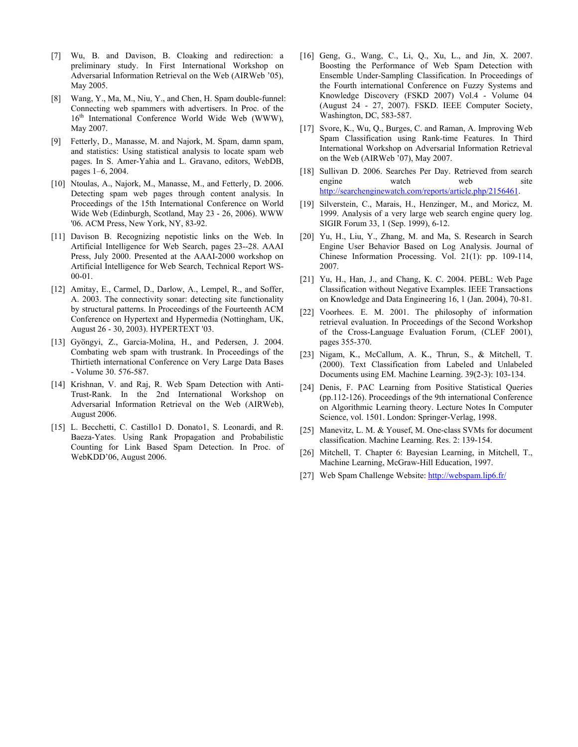[7] Wu, B. and Davison, B. Cloaking and redirection: a preliminary study. In First International Workshop on Adversarial Information Retrieval on the Web (AIRWeb '05), May 2005.

[8] Wang, Y., Ma, M., Niu, Y., and Chen, H. Spam double-funnel: Connecting web spammers with advertisers. In Proc. of the 16th International Conference World Wide Web (WWW), May 2007.

[9] Fetterly, D., Manasse, M. and Najork, M. Spam, damn spam, and statistics: Using statistical analysis to locate spam web pages. In S. Amer-Yahia and L. Gravano, editors, WebDB, pages 1–6, 2004.

[10] Ntoulas, A., Najork, M., Manasse, M., and Fetterly, D. 2006. Detecting spam web pages through content analysis. In Proceedings of the 15th International Conference on World Wide Web (Edinburgh, Scotland, May 23 - 26, 2006). WWW '06. ACM Press, New York, NY, 83-92.

[11] Davison B. Recognizing nepotistic links on the Web. In Artificial Intelligence for Web Search, pages 23--28. AAAI Press, July 2000. Presented at the AAAI-2000 workshop on Artificial Intelligence for Web Search, Technical Report WS-00-01.

[12] Amitay, E., Carmel, D., Darlow, A., Lempel, R., and Soffer, A. 2003. The connectivity sonar: detecting site functionality by structural patterns. In Proceedings of the Fourteenth ACM Conference on Hypertext and Hypermedia (Nottingham, UK, August 26 - 30, 2003). HYPERTEXT '03.

[13] Gyöngyi, Z., Garcia-Molina, H., and Pedersen, J. 2004. Combating web spam with trustrank. In Proceedings of the Thirtieth international Conference on Very Large Data Bases - Volume 30. 576-587.

[14] Krishnan, V. and Raj, R. Web Spam Detection with Anti-Trust-Rank. In the 2nd International Workshop on Adversarial Information Retrieval on the Web (AIRWeb), August 2006.

[15] L. Becchetti, C. Castillo1 D. Donato1, S. Leonardi, and R. Baeza-Yates. Using Rank Propagation and Probabilistic Counting for Link Based Spam Detection. In Proc. of WebKDD'06, August 2006.

[16] Geng, G., Wang, C., Li, Q., Xu, L., and Jin, X. 2007. Boosting the Performance of Web Spam Detection with Ensemble Under-Sampling Classification. In Proceedings of the Fourth international Conference on Fuzzy Systems and Knowledge Discovery (FSKD 2007) Vol.4 - Volume 04 (August 24 - 27, 2007). FSKD. IEEE Computer Society, Washington, DC, 583-587.

[17] Svore, K., Wu, Q., Burges, C. and Raman, A. Improving Web Spam Classification using Rank-time Features. In Third International Workshop on Adversarial Information Retrieval on the Web (AIRWeb '07), May 2007.

[18] Sullivan D. 2006. Searches Per Day. Retrieved from search engine watch web site http://searchenginewatch.com/reports/article.php/2156461.

[19] Silverstein, C., Marais, H., Henzinger, M., and Moricz, M. 1999. Analysis of a very large web search engine query log. SIGIR Forum 33, 1 (Sep. 1999), 6-12.

[20] Yu, H., Liu, Y., Zhang, M. and Ma, S. Research in Search Engine User Behavior Based on Log Analysis. Journal of Chinese Information Processing. Vol. 21(1): pp. 109-114, 2007.

[21] Yu, H., Han, J., and Chang, K. C. 2004. PEBL: Web Page Classification without Negative Examples. IEEE Transactions on Knowledge and Data Engineering 16, 1 (Jan. 2004), 70-81.

[22] Voorhees. E. M. 2001. The philosophy of information retrieval evaluation. In Proceedings of the Second Workshop of the Cross-Language Evaluation Forum, (CLEF 2001), pages 355-370.

[23] Nigam, K., McCallum, A. K., Thrun, S., & Mitchell, T. (2000). Text Classification from Labeled and Unlabeled Documents using EM. Machine Learning. 39(2-3): 103-134.

[24] Denis, F. PAC Learning from Positive Statistical Queries (pp.112-126). Proceedings of the 9th international Conference on Algorithmic Learning theory. Lecture Notes In Computer Science, vol. 1501. London: Springer-Verlag, 1998.

[25] Manevitz, L. M. & Yousef, M. One-class SVMs for document classification. Machine Learning. Res. 2: 139-154.

[26] Mitchell, T. Chapter 6: Bayesian Learning, in Mitchell, T., Machine Learning, McGraw-Hill Education, 1997.

[27] Web Spam Challenge Website: http://webspam.lip6.fr/